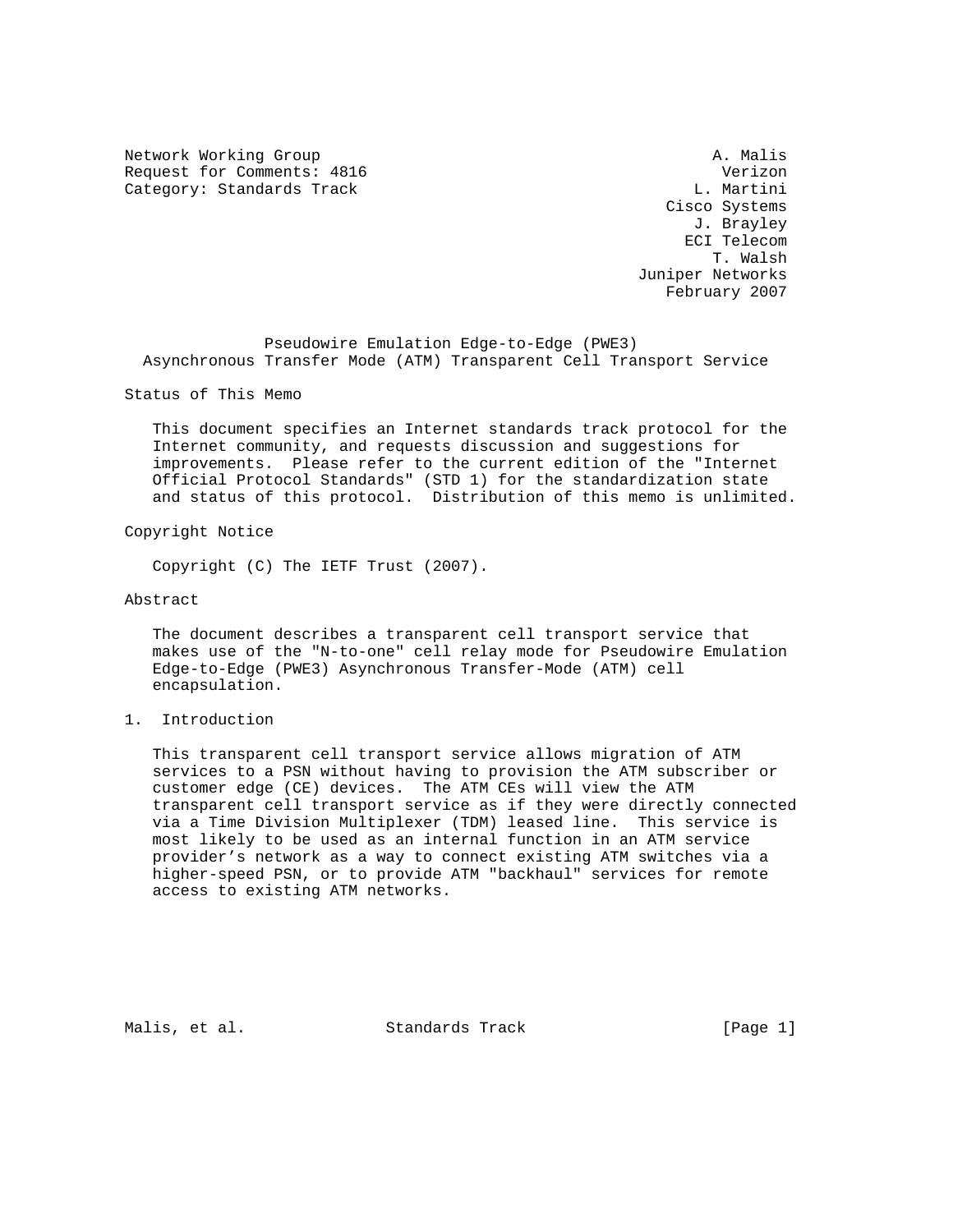Network Working Group A. Malis
Request for Comments: 4816 Verizon
Category: Standards Track L. Martini
Cisco Systems
J. Brayley
ECI Telecom
T. Walsh
Juniper Networks
February 2007

# Pseudowire Emulation Edge-to-Edge (PWE3) Asynchronous Transfer Mode (ATM) Transparent Cell Transport Service

## Status of This Memo

This document specifies an Internet standards track protocol for the Internet community, and requests discussion and suggestions for improvements. Please refer to the current edition of the "Internet Official Protocol Standards" (STD 1) for the standardization state and status of this protocol. Distribution of this memo is unlimited.

## Copyright Notice

Copyright (C) The IETF Trust (2007).

## Abstract

The document describes a transparent cell transport service that makes use of the "N-to-one" cell relay mode for Pseudowire Emulation Edge-to-Edge (PWE3) Asynchronous Transfer-Mode (ATM) cell encapsulation.

## 1. Introduction

This transparent cell transport service allows migration of ATM services to a PSN without having to provision the ATM subscriber or customer edge (CE) devices. The ATM CEs will view the ATM transparent cell transport service as if they were directly connected via a Time Division Multiplexer (TDM) leased line. This service is most likely to be used as an internal function in an ATM service provider's network as a way to connect existing ATM switches via a higher-speed PSN, or to provide ATM "backhaul" services for remote access to existing ATM networks.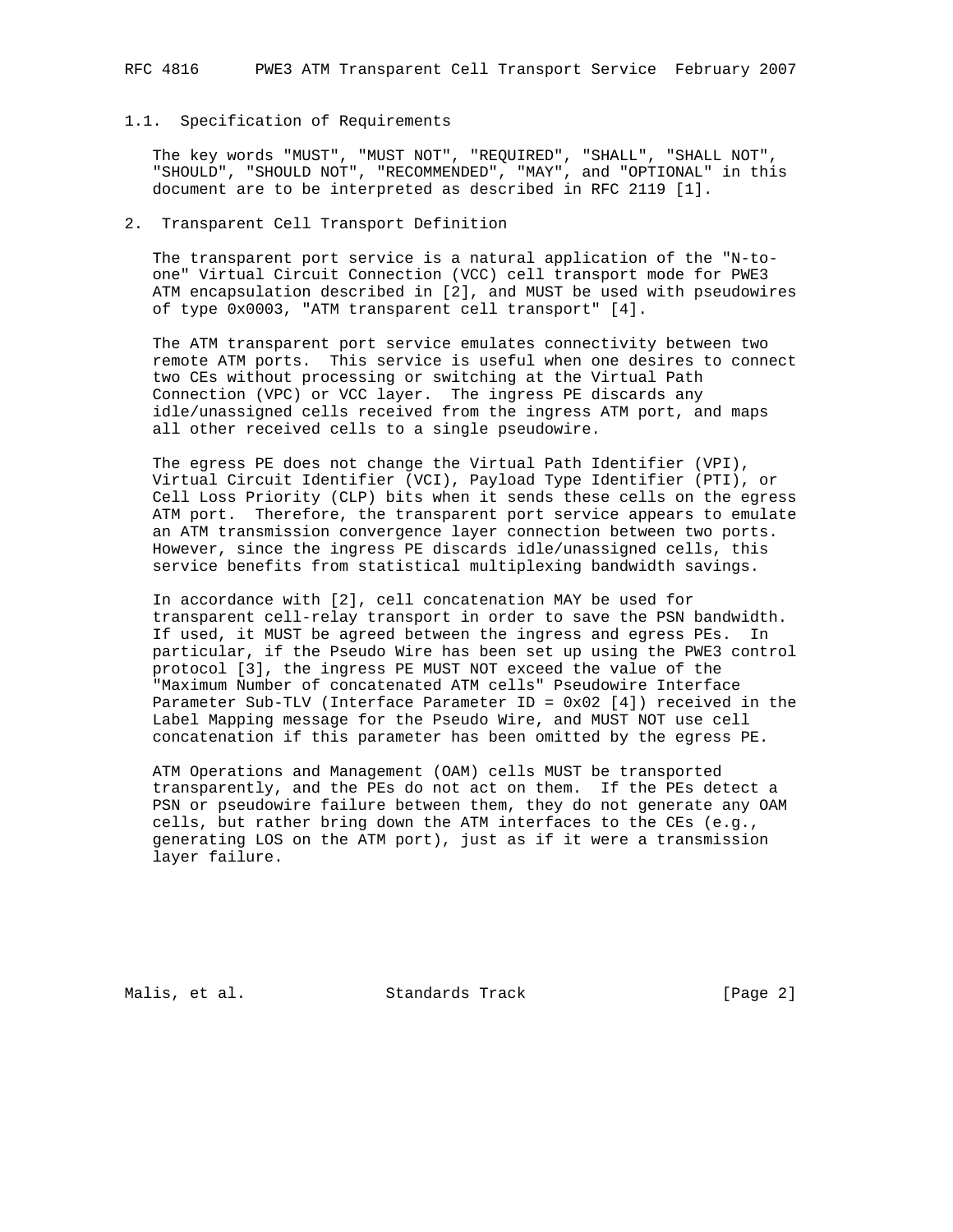### 1.1. Specification of Requirements

The key words "MUST", "MUST NOT", "REQUIRED", "SHALL", "SHALL NOT", "SHOULD", "SHOULD NOT", "RECOMMENDED", "MAY", and "OPTIONAL" in this document are to be interpreted as described in RFC 2119 [1].

## 2. Transparent Cell Transport Definition

The transparent port service is a natural application of the "N-to-one" Virtual Circuit Connection (VCC) cell transport mode for PWE3 ATM encapsulation described in [2], and MUST be used with pseudowires of type 0x0003, "ATM transparent cell transport" [4].

The ATM transparent port service emulates connectivity between two remote ATM ports. This service is useful when one desires to connect two CEs without processing or switching at the Virtual Path Connection (VPC) or VCC layer. The ingress PE discards any idle/unassigned cells received from the ingress ATM port, and maps all other received cells to a single pseudowire.

The egress PE does not change the Virtual Path Identifier (VPI), Virtual Circuit Identifier (VCI), Payload Type Identifier (PTI), or Cell Loss Priority (CLP) bits when it sends these cells on the egress ATM port. Therefore, the transparent port service appears to emulate an ATM transmission convergence layer connection between two ports. However, since the ingress PE discards idle/unassigned cells, this service benefits from statistical multiplexing bandwidth savings.

In accordance with [2], cell concatenation MAY be used for transparent cell-relay transport in order to save the PSN bandwidth. If used, it MUST be agreed between the ingress and egress PEs. In particular, if the Pseudo Wire has been set up using the PWE3 control protocol [3], the ingress PE MUST NOT exceed the value of the "Maximum Number of concatenated ATM cells" Pseudowire Interface Parameter Sub-TLV (Interface Parameter ID = 0x02 [4]) received in the Label Mapping message for the Pseudo Wire, and MUST NOT use cell concatenation if this parameter has been omitted by the egress PE.

ATM Operations and Management (OAM) cells MUST be transported transparently, and the PEs do not act on them. If the PEs detect a PSN or pseudowire failure between them, they do not generate any OAM cells, but rather bring down the ATM interfaces to the CEs (e.g., generating LOS on the ATM port), just as if it were a transmission layer failure.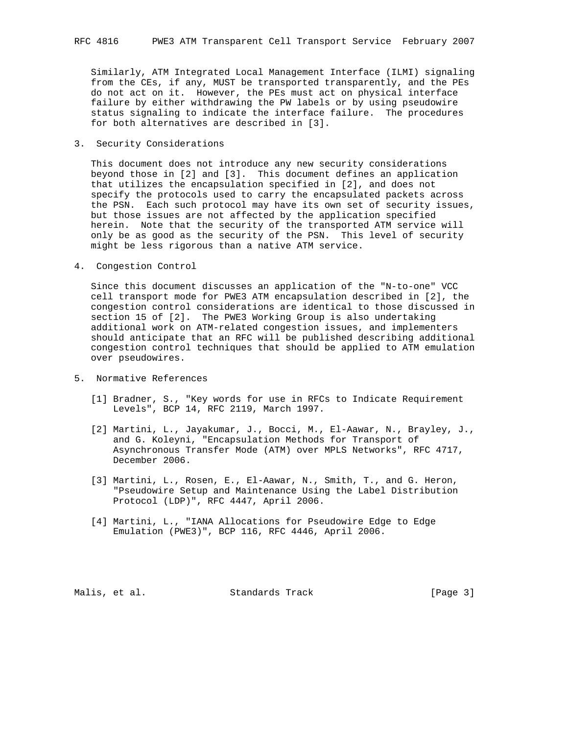Similarly, ATM Integrated Local Management Interface (ILMI) signaling from the CEs, if any, MUST be transported transparently, and the PEs do not act on it. However, the PEs must act on physical interface failure by either withdrawing the PW labels or by using pseudowire status signaling to indicate the interface failure. The procedures for both alternatives are described in [3].

## 3. Security Considerations

This document does not introduce any new security considerations beyond those in [2] and [3]. This document defines an application that utilizes the encapsulation specified in [2], and does not specify the protocols used to carry the encapsulated packets across the PSN. Each such protocol may have its own set of security issues, but those issues are not affected by the application specified herein. Note that the security of the transported ATM service will only be as good as the security of the PSN. This level of security might be less rigorous than a native ATM service.

## 4. Congestion Control

Since this document discusses an application of the "N-to-one" VCC cell transport mode for PWE3 ATM encapsulation described in [2], the congestion control considerations are identical to those discussed in section 15 of [2]. The PWE3 Working Group is also undertaking additional work on ATM-related congestion issues, and implementers should anticipate that an RFC will be published describing additional congestion control techniques that should be applied to ATM emulation over pseudowires.

## 5. Normative References

[1] Bradner, S., "Key words for use in RFCs to Indicate Requirement Levels", BCP 14, RFC 2119, March 1997.

[2] Martini, L., Jayakumar, J., Bocci, M., El-Aawar, N., Brayley, J., and G. Koleyni, "Encapsulation Methods for Transport of Asynchronous Transfer Mode (ATM) over MPLS Networks", RFC 4717, December 2006.

[3] Martini, L., Rosen, E., El-Aawar, N., Smith, T., and G. Heron, "Pseudowire Setup and Maintenance Using the Label Distribution Protocol (LDP)", RFC 4447, April 2006.

[4] Martini, L., "IANA Allocations for Pseudowire Edge to Edge Emulation (PWE3)", BCP 116, RFC 4446, April 2006.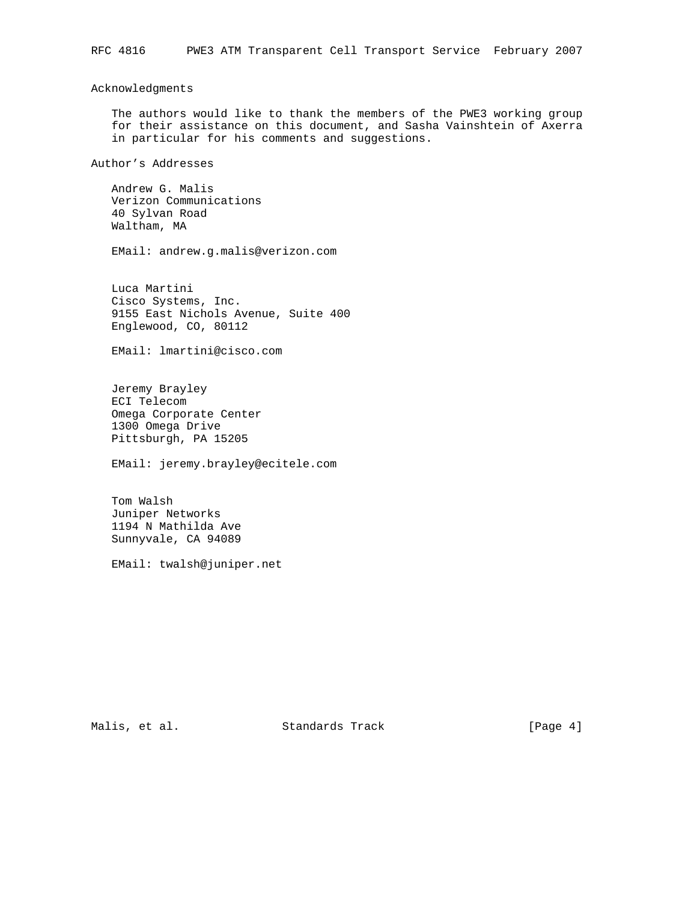## Acknowledgments

The authors would like to thank the members of the PWE3 working group for their assistance on this document, and Sasha Vainshtein of Axerra in particular for his comments and suggestions.

## Author's Addresses

Andrew G. Malis
Verizon Communications
40 Sylvan Road
Waltham, MA

EMail: andrew.g.malis@verizon.com

Luca Martini
Cisco Systems, Inc.
9155 East Nichols Avenue, Suite 400
Englewood, CO, 80112

EMail: lmartini@cisco.com

Jeremy Brayley
ECI Telecom
Omega Corporate Center
1300 Omega Drive
Pittsburgh, PA 15205

EMail: jeremy.brayley@ecitele.com

Tom Walsh
Juniper Networks
1194 N Mathilda Ave
Sunnyvale, CA 94089

EMail: twalsh@juniper.net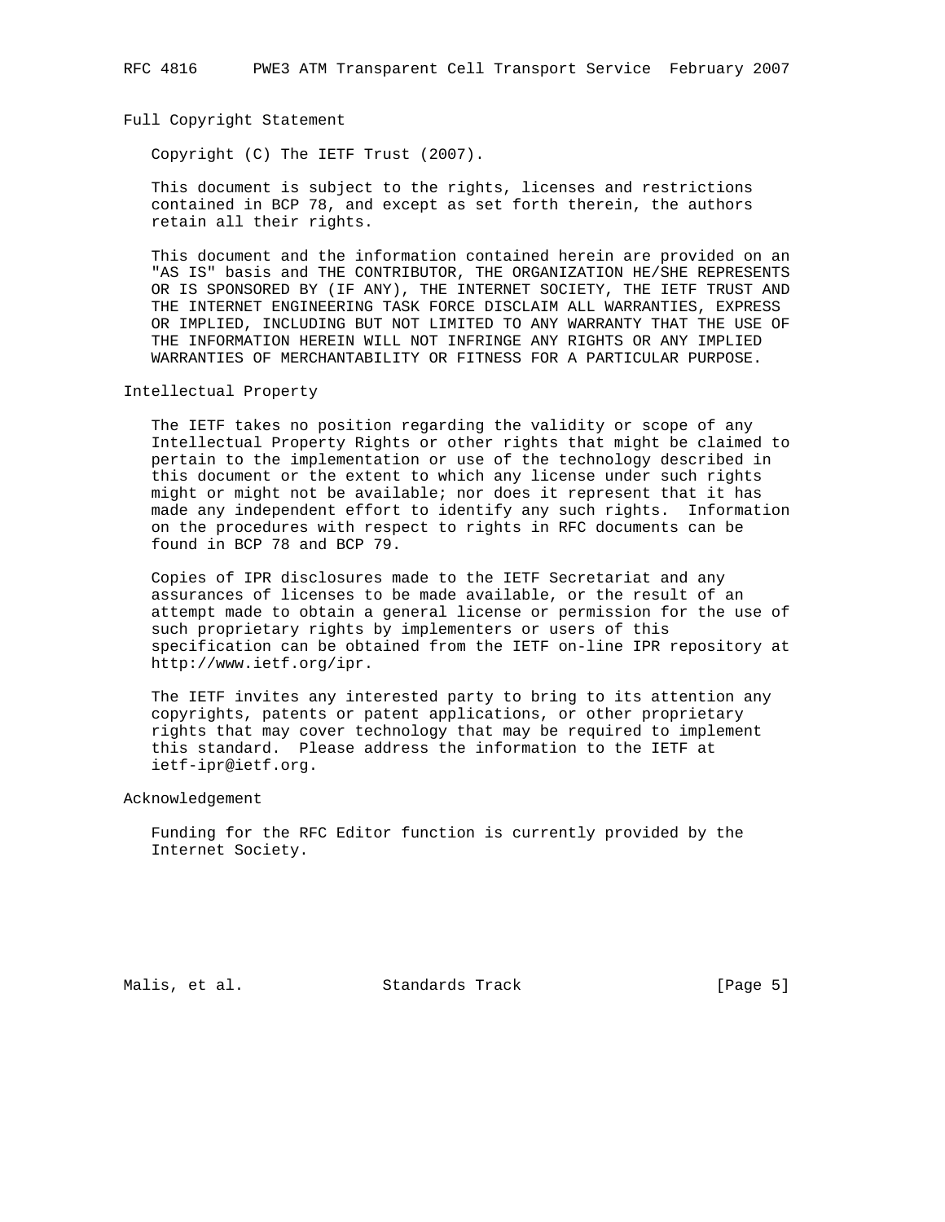## Full Copyright Statement

Copyright (C) The IETF Trust (2007).

This document is subject to the rights, licenses and restrictions contained in BCP 78, and except as set forth therein, the authors retain all their rights.

This document and the information contained herein are provided on an "AS IS" basis and THE CONTRIBUTOR, THE ORGANIZATION HE/SHE REPRESENTS OR IS SPONSORED BY (IF ANY), THE INTERNET SOCIETY, THE IETF TRUST AND THE INTERNET ENGINEERING TASK FORCE DISCLAIM ALL WARRANTIES, EXPRESS OR IMPLIED, INCLUDING BUT NOT LIMITED TO ANY WARRANTY THAT THE USE OF THE INFORMATION HEREIN WILL NOT INFRINGE ANY RIGHTS OR ANY IMPLIED WARRANTIES OF MERCHANTABILITY OR FITNESS FOR A PARTICULAR PURPOSE.

## Intellectual Property

The IETF takes no position regarding the validity or scope of any Intellectual Property Rights or other rights that might be claimed to pertain to the implementation or use of the technology described in this document or the extent to which any license under such rights might or might not be available; nor does it represent that it has made any independent effort to identify any such rights. Information on the procedures with respect to rights in RFC documents can be found in BCP 78 and BCP 79.

Copies of IPR disclosures made to the IETF Secretariat and any assurances of licenses to be made available, or the result of an attempt made to obtain a general license or permission for the use of such proprietary rights by implementers or users of this specification can be obtained from the IETF on-line IPR repository at http://www.ietf.org/ipr.

The IETF invites any interested party to bring to its attention any copyrights, patents or patent applications, or other proprietary rights that may cover technology that may be required to implement this standard. Please address the information to the IETF at ietf-ipr@ietf.org.

## Acknowledgement

Funding for the RFC Editor function is currently provided by the Internet Society.